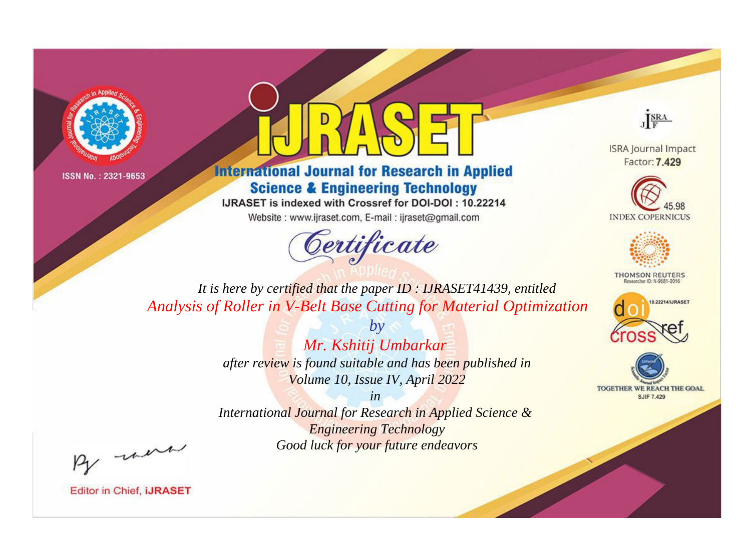ISSN No. : 2321-9653

# IJRASET

## International Journal for Research in Applied Science & Engineering Technology

IJRASET is indexed with Crossref for DOI-DOI : 10.22214

Website : www.ijraset.com, E-mail : ijraset@gmail.com

ISRA Journal Impact Factor: **7.429**

45.98 INDEX COPERNICUS

THOMSON REUTERS Researcher ID: N-9681-2016

10.22214/IJRASET

TOGETHER WE REACH THE GOAL SJIF 7.429

# *Certificate*

*It is here by certified that the paper ID : IJRASET41439, entitled*

*Analysis of Roller in V-Belt Base Cutting for Material Optimization*

*by*

*Mr. Kshitij Umbarkar*

*after review is found suitable and has been published in*

*Volume 10, Issue IV, April 2022*

*in*

*International Journal for Research in Applied Science & Engineering Technology*

*Good luck for your future endeavors*

Editor in Chief, **iJRASET**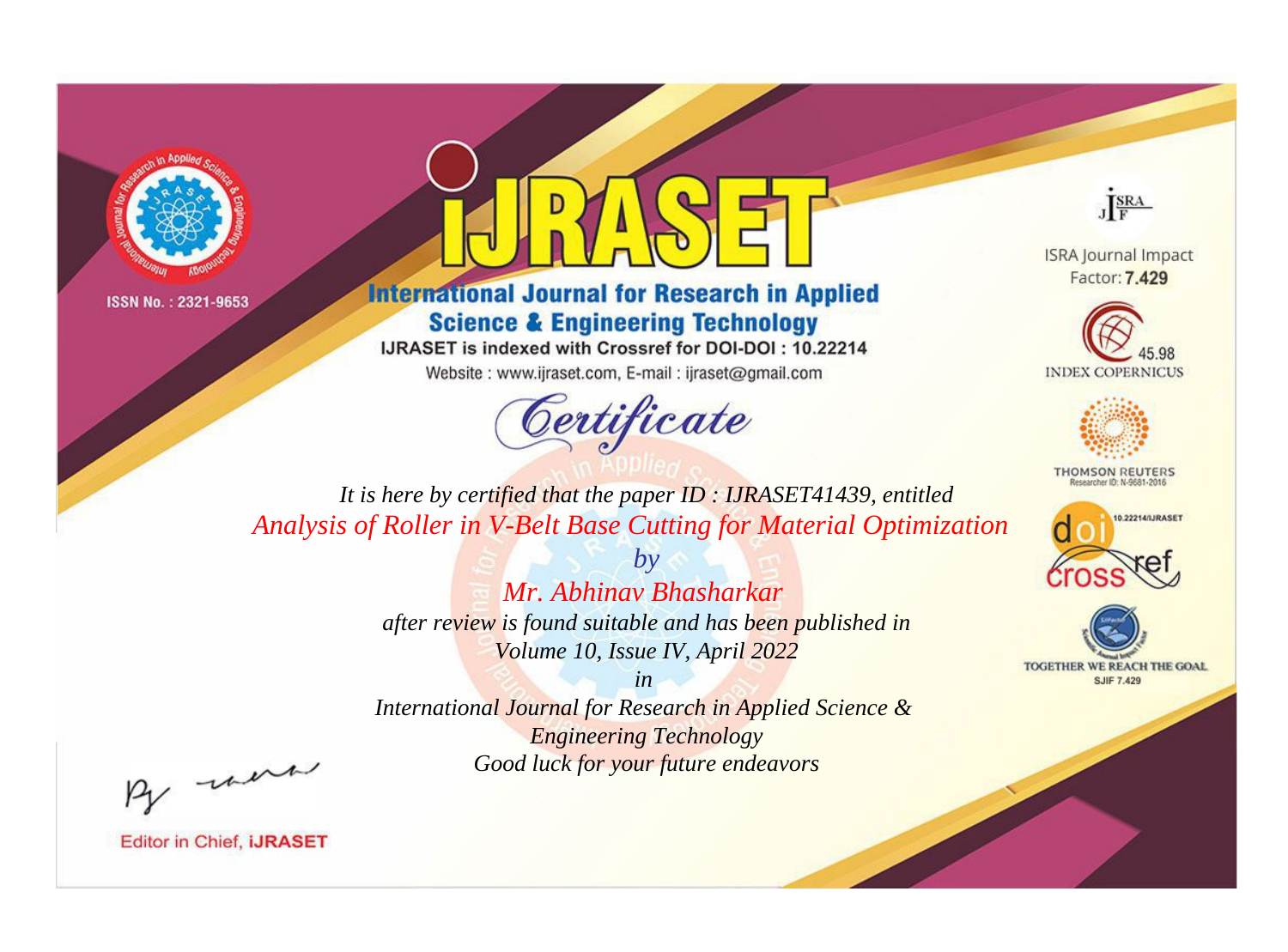ISSN No. : 2321-9653

# IJRASET

## International Journal for Research in Applied Science & Engineering Technology

IJRASET is indexed with Crossref for DOI-DOI : 10.22214

Website : www.ijraset.com, E-mail : ijraset@gmail.com

ISRA Journal Impact Factor: **7.429**

45.98 INDEX COPERNICUS

THOMSON REUTERS Researcher ID: N-9681-2016

10.22214/IJRASET

TOGETHER WE REACH THE GOAL SJIF 7.429

*Certificate*

*It is here by certified that the paper ID : IJRASET41439, entitled*

*Analysis of Roller in V-Belt Base Cutting for Material Optimization*

*by*

*Mr. Abhinav Bhasharkar*

*after review is found suitable and has been published in*

*Volume 10, Issue IV, April 2022*

*in*

*International Journal for Research in Applied Science & Engineering Technology*

*Good luck for your future endeavors*

Editor in Chief, **iJRASET**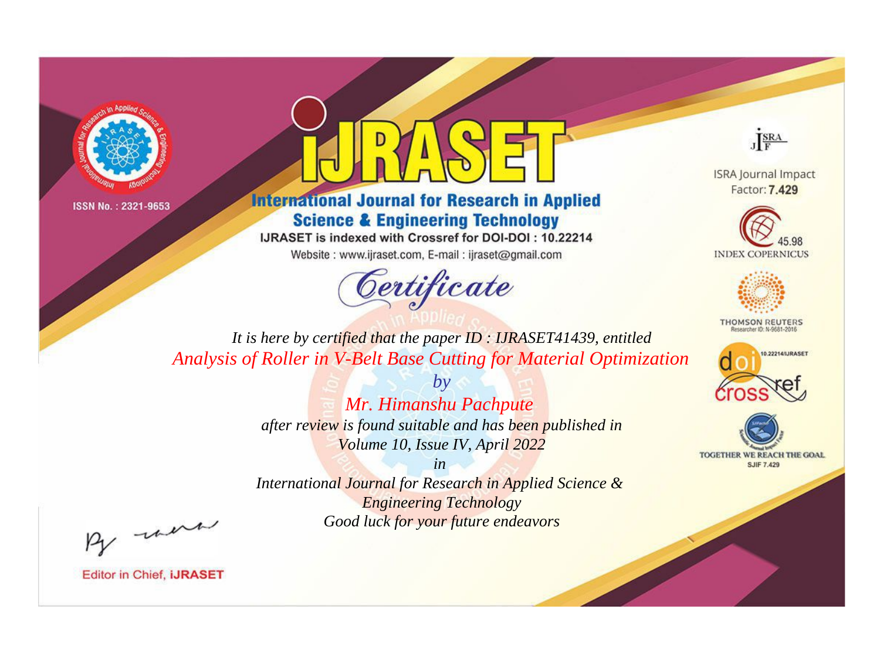ISSN No. : 2321-9653

# iJRASET

## International Journal for Research in Applied Science & Engineering Technology

IJRASET is indexed with Crossref for DOI-DOI : 10.22214

Website : www.ijraset.com, E-mail : ijraset@gmail.com

ISRA Journal Impact Factor: **7.429**

45.98 INDEX COPERNICUS

THOMSON REUTERS Researcher ID: N-9681-2016

10.22214/IJRASET

TOGETHER WE REACH THE GOAL SJIF 7.429

# *Certificate*

*It is here by certified that the paper ID : IJRASET41439, entitled*

*Analysis of Roller in V-Belt Base Cutting for Material Optimization*

*by*

*Mr. Himanshu Pachpute*

*after review is found suitable and has been published in*

*Volume 10, Issue IV, April 2022*

*in*

*International Journal for Research in Applied Science & Engineering Technology*

*Good luck for your future endeavors*

Editor in Chief, **iJRASET**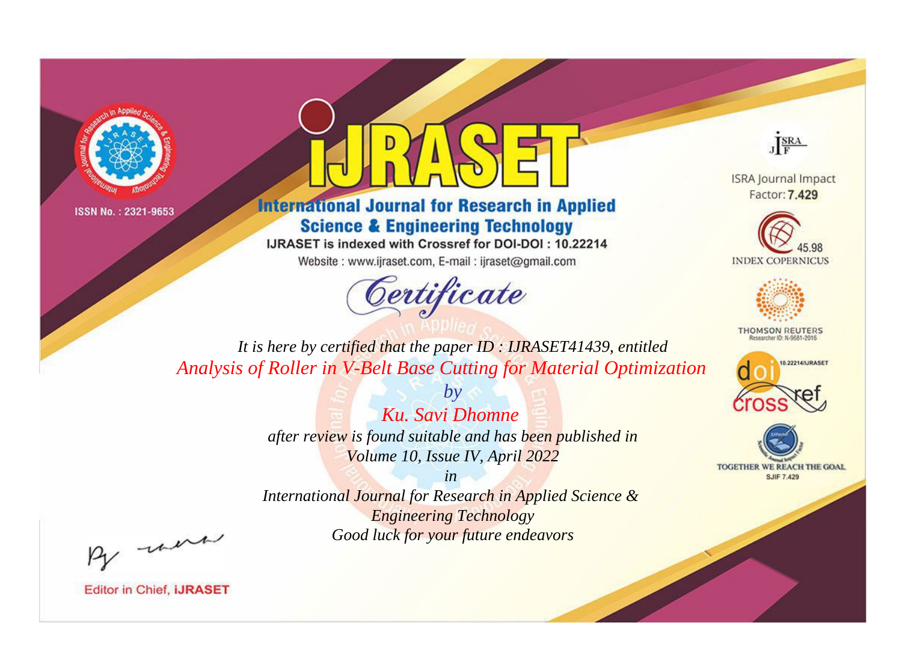ISSN No. : 2321-9653

# iJRASET

## International Journal for Research in Applied Science & Engineering Technology

IJRASET is indexed with Crossref for DOI-DOI : 10.22214

Website : www.ijraset.com, E-mail : ijraset@gmail.com

ISRA Journal Impact Factor: **7.429**

45.98 INDEX COPERNICUS

THOMSON REUTERS Researcher ID: N-9681-2016

10.22214/IJRASET

TOGETHER WE REACH THE GOAL SJIF 7.429

*Certificate*

*It is here by certified that the paper ID : IJRASET41439, entitled*

*Analysis of Roller in V-Belt Base Cutting for Material Optimization*

*by*

*Ku. Savi Dhomne*

*after review is found suitable and has been published in*

*Volume 10, Issue IV, April 2022*

*in*

*International Journal for Research in Applied Science & Engineering Technology*

*Good luck for your future endeavors*

Editor in Chief, **iJRASET**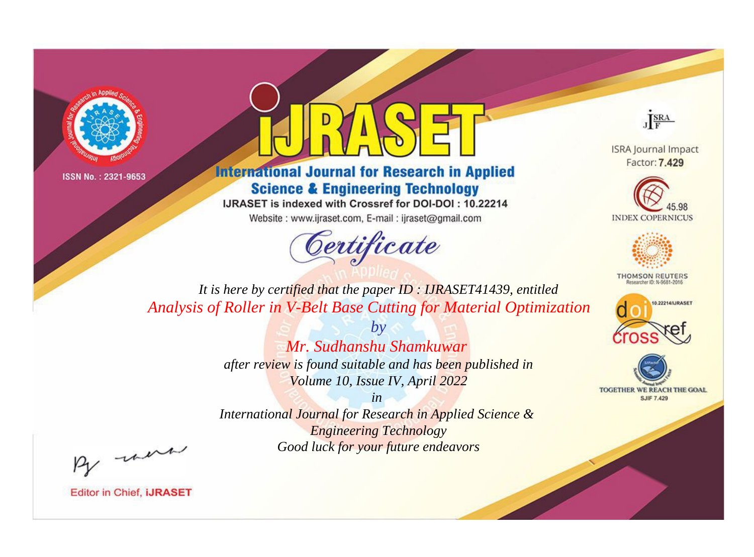ISSN No. : 2321-9653

# IJRASET

## International Journal for Research in Applied Science & Engineering Technology

IJRASET is indexed with Crossref for DOI-DOI : 10.22214

Website : www.ijraset.com, E-mail : ijraset@gmail.com

*Certificate*

*It is here by certified that the paper ID : IJRASET41439, entitled*

*Analysis of Roller in V-Belt Base Cutting for Material Optimization*

*by*

*Mr. Sudhanshu Shamkuwar*

*after review is found suitable and has been published in*

*Volume 10, Issue IV, April 2022*

*in*

*International Journal for Research in Applied Science & Engineering Technology*

*Good luck for your future endeavors*

ISRA Journal Impact Factor: **7.429**

45.98 INDEX COPERNICUS

THOMSON REUTERS Researcher ID: N-9681-2016

10.22214/IJRASET

TOGETHER WE REACH THE GOAL SJIF 7.429

Editor in Chief, **iJRASET**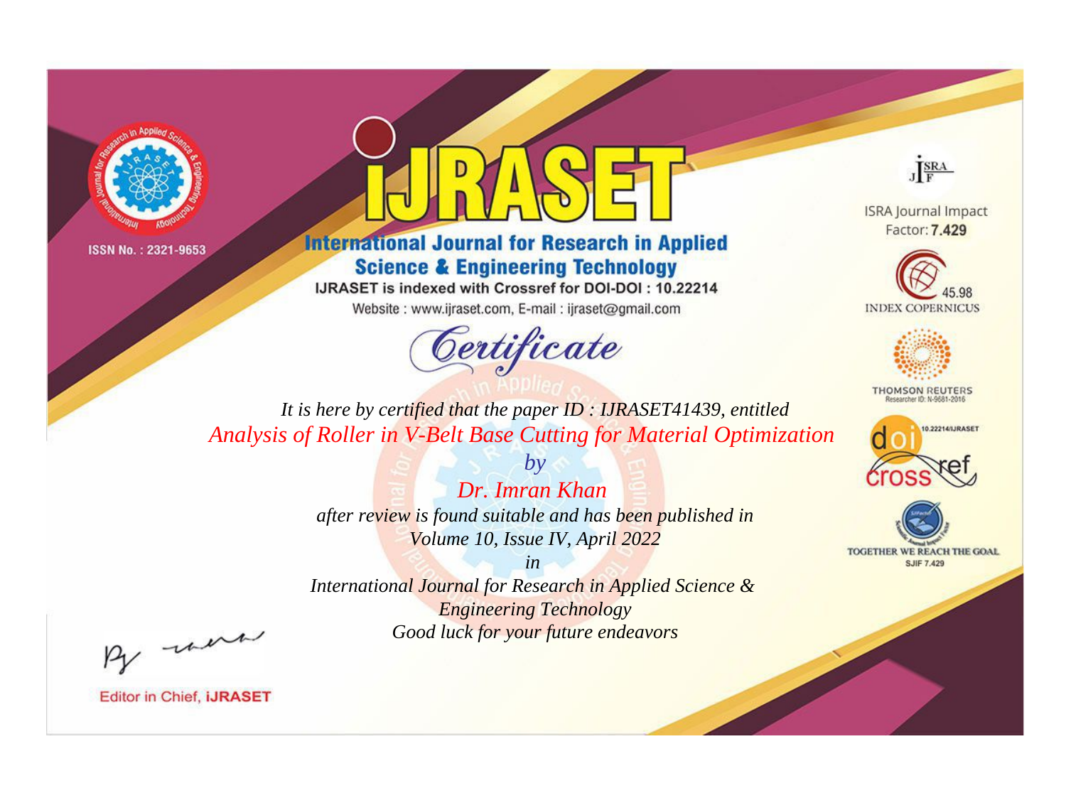ISSN No. : 2321-9653

# International Journal for Research in Applied Science & Engineering Technology

IJRASET is indexed with Crossref for DOI-DOI : 10.22214

Website : www.ijraset.com, E-mail : ijraset@gmail.com

*Certificate*

ISRA Journal Impact Factor: **7.429**

45.98 INDEX COPERNICUS

THOMSON REUTERS Researcher ID: N-9681-2016

10.22214/IJRASET

TOGETHER WE REACH THE GOAL SJIF 7.429

*It is here by certified that the paper ID : IJRASET41439, entitled*

*Analysis of Roller in V-Belt Base Cutting for Material Optimization*

*by*

*Dr. Imran Khan*

*after review is found suitable and has been published in*

*Volume 10, Issue IV, April 2022*

*in*

*International Journal for Research in Applied Science & Engineering Technology*

*Good luck for your future endeavors*

Editor in Chief, **iJRASET**